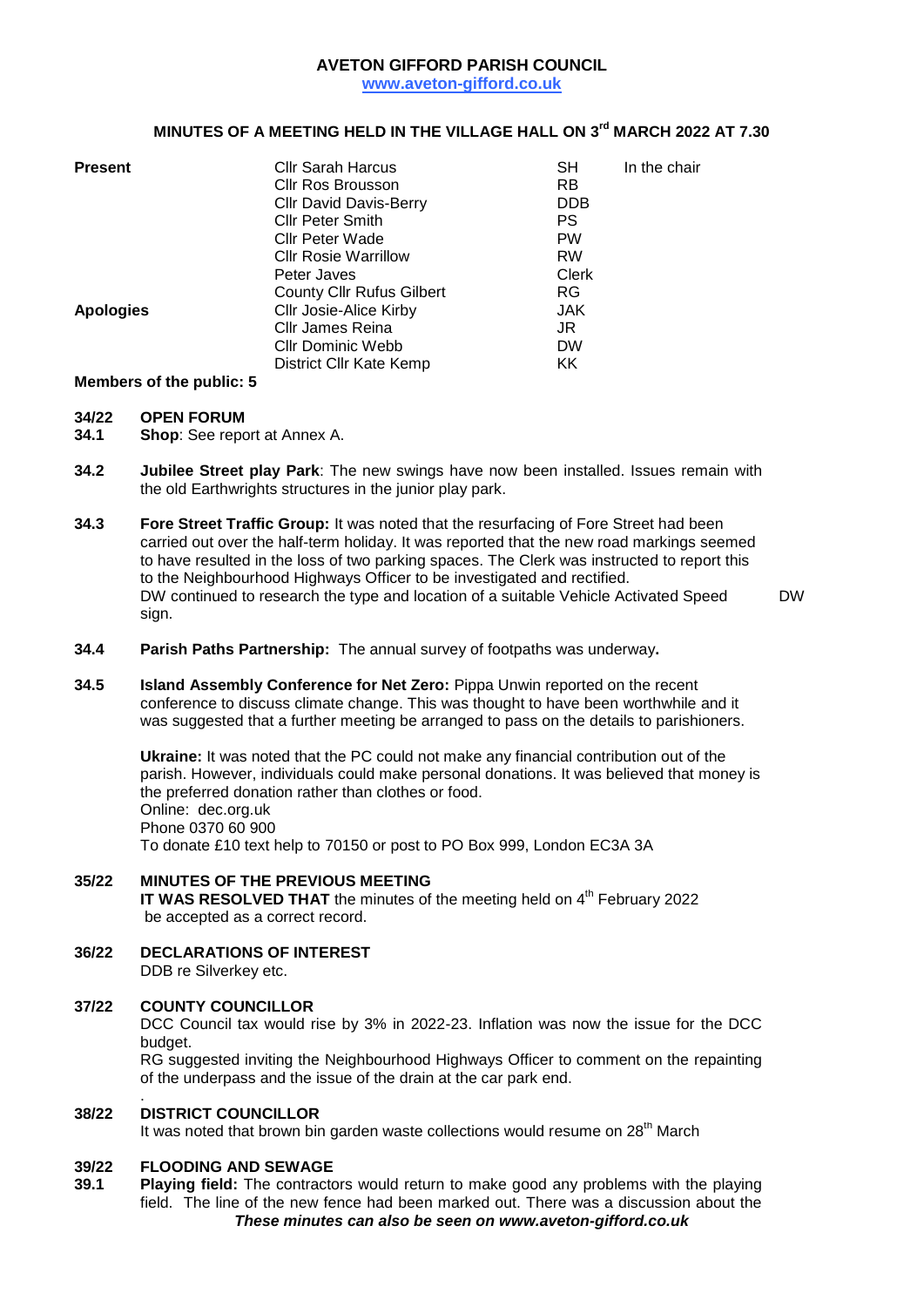# AVETON GIFFORD PARISH COUNCIL

**www.aveton-gifford.co.uk**

## MINUTES OF A MEETING HELD IN THE VILLAGE HALL ON 3rd MARCH 2022 AT 7.30

| | | | |
|---|---|---|---|
| **Present** | Cllr Sarah Harcus | SH | In the chair |
| | Cllr Ros Brousson | RB | |
| | Cllr David Davis-Berry | DDB | |
| | Cllr Peter Smith | PS | |
| | Cllr Peter Wade | PW | |
| | Cllr Rosie Warrillow | RW | |
| | Peter Javes | Clerk | |
| | County Cllr Rufus Gilbert | RG | |
| **Apologies** | Cllr Josie-Alice Kirby | JAK | |
| | Cllr James Reina | JR | |
| | Cllr Dominic Webb | DW | |
| | District Cllr Kate Kemp | KK | |

**Members of the public: 5**

**34/22 OPEN FORUM**

**34.1 Shop**: See report at Annex A.

**34.2 Jubilee Street play Park**: The new swings have now been installed. Issues remain with the old Earthwrights structures in the junior play park.

**34.3 Fore Street Traffic Group:** It was noted that the resurfacing of Fore Street had been carried out over the half-term holiday. It was reported that the new road markings seemed to have resulted in the loss of two parking spaces. The Clerk was instructed to report this to the Neighbourhood Highways Officer to be investigated and rectified.
DW continued to research the type and location of a suitable Vehicle Activated Speed sign. **DW**

**34.4 Parish Paths Partnership:** The annual survey of footpaths was underway**.**

**34.5 Island Assembly Conference for Net Zero:** Pippa Unwin reported on the recent conference to discuss climate change. This was thought to have been worthwhile and it was suggested that a further meeting be arranged to pass on the details to parishioners.

**Ukraine:** It was noted that the PC could not make any financial contribution out of the parish. However, individuals could make personal donations. It was believed that money is the preferred donation rather than clothes or food.
Online: dec.org.uk
Phone 0370 60 900
To donate £10 text help to 70150 or post to PO Box 999, London EC3A 3A

**35/22 MINUTES OF THE PREVIOUS MEETING**

**IT WAS RESOLVED THAT** the minutes of the meeting held on 4th February 2022 be accepted as a correct record.

**36/22 DECLARATIONS OF INTEREST**

DDB re Silverkey etc.

**37/22 COUNTY COUNCILLOR**

DCC Council tax would rise by 3% in 2022-23. Inflation was now the issue for the DCC budget.
RG suggested inviting the Neighbourhood Highways Officer to comment on the repainting of the underpass and the issue of the drain at the car park end.

**38/22 DISTRICT COUNCILLOR**

It was noted that brown bin garden waste collections would resume on 28th March

**39/22 FLOODING AND SEWAGE**

**39.1 Playing field:** The contractors would return to make good any problems with the playing field. The line of the new fence had been marked out. There was a discussion about the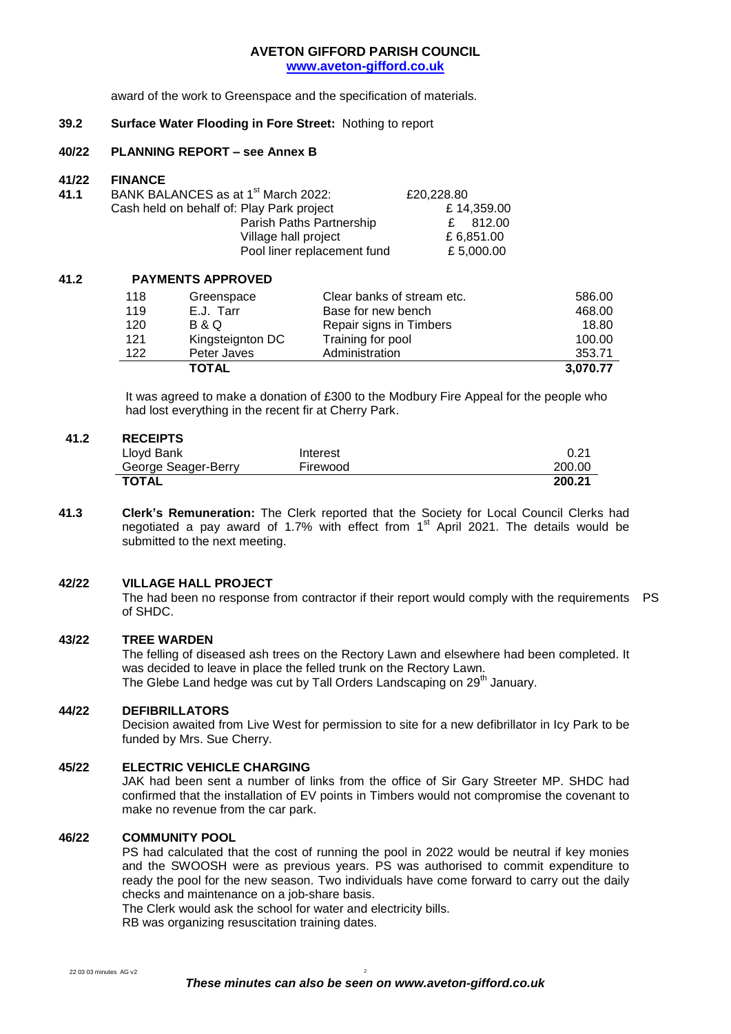award of the work to Greenspace and the specification of materials.

**39.2 Surface Water Flooding in Fore Street:** Nothing to report

**40/22 PLANNING REPORT – see Annex B**

**41/22 FINANCE**

**41.1** BANK BALANCES as at 1st March 2022: £20,228.80

| Cash held on behalf of: | | |
|---|---|---|
| | Play Park project | £ 14,359.00 |
| | Parish Paths Partnership | £ 812.00 |
| | Village hall project | £ 6,851.00 |
| | Pool liner replacement fund | £ 5,000.00 |

**41.2 PAYMENTS APPROVED**

| | | | |
|---|---|---|---|
| 118 | Greenspace | Clear banks of stream etc. | 586.00 |
| 119 | E.J. Tarr | Base for new bench | 468.00 |
| 120 | B & Q | Repair signs in Timbers | 18.80 |
| 121 | Kingsteignton DC | Training for pool | 100.00 |
| 122 | Peter Javes | Administration | 353.71 |
| | **TOTAL** | | **3,070.77** |

It was agreed to make a donation of £300 to the Modbury Fire Appeal for the people who had lost everything in the recent fir at Cherry Park.

**41.2 RECEIPTS**

| | | |
|---|---|---|
| Lloyd Bank | Interest | 0.21 |
| George Seager-Berry | Firewood | 200.00 |
| **TOTAL** | | **200.21** |

**41.3 Clerk's Remuneration:** The Clerk reported that the Society for Local Council Clerks had negotiated a pay award of 1.7% with effect from 1st April 2021. The details would be submitted to the next meeting.

**42/22 VILLAGE HALL PROJECT**

The had been no response from contractor if their report would comply with the requirements of SHDC. PS

**43/22 TREE WARDEN**

The felling of diseased ash trees on the Rectory Lawn and elsewhere had been completed. It was decided to leave in place the felled trunk on the Rectory Lawn.
The Glebe Land hedge was cut by Tall Orders Landscaping on 29th January.

**44/22 DEFIBRILLATORS**

Decision awaited from Live West for permission to site for a new defibrillator in Icy Park to be funded by Mrs. Sue Cherry.

**45/22 ELECTRIC VEHICLE CHARGING**

JAK had been sent a number of links from the office of Sir Gary Streeter MP. SHDC had confirmed that the installation of EV points in Timbers would not compromise the covenant to make no revenue from the car park.

**46/22 COMMUNITY POOL**

PS had calculated that the cost of running the pool in 2022 would be neutral if key monies and the SWOOSH were as previous years. PS was authorised to commit expenditure to ready the pool for the new season. Two individuals have come forward to carry out the daily checks and maintenance on a job-share basis.
The Clerk would ask the school for water and electricity bills.
RB was organizing resuscitation training dates.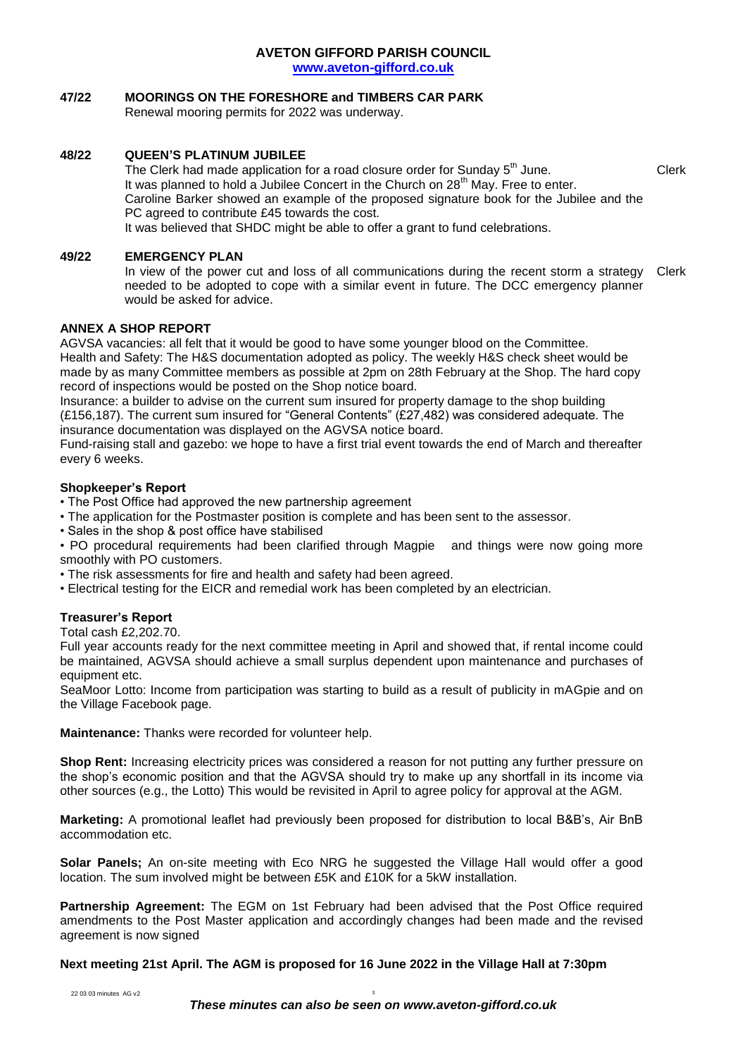**47/22 MOORINGS ON THE FORESHORE and TIMBERS CAR PARK**

Renewal mooring permits for 2022 was underway.

**48/22 QUEEN'S PLATINUM JUBILEE**

The Clerk had made application for a road closure order for Sunday 5th June. — Clerk

It was planned to hold a Jubilee Concert in the Church on 28th May. Free to enter.

Caroline Barker showed an example of the proposed signature book for the Jubilee and the PC agreed to contribute £45 towards the cost.

It was believed that SHDC might be able to offer a grant to fund celebrations.

**49/22 EMERGENCY PLAN**

In view of the power cut and loss of all communications during the recent storm a strategy needed to be adopted to cope with a similar event in future. The DCC emergency planner would be asked for advice. — Clerk

**ANNEX A SHOP REPORT**

AGVSA vacancies: all felt that it would be good to have some younger blood on the Committee.

Health and Safety: The H&S documentation adopted as policy. The weekly H&S check sheet would be made by as many Committee members as possible at 2pm on 28th February at the Shop. The hard copy record of inspections would be posted on the Shop notice board.

Insurance: a builder to advise on the current sum insured for property damage to the shop building (£156,187). The current sum insured for "General Contents" (£27,482) was considered adequate. The insurance documentation was displayed on the AGVSA notice board.

Fund-raising stall and gazebo: we hope to have a first trial event towards the end of March and thereafter every 6 weeks.

**Shopkeeper's Report**

- The Post Office had approved the new partnership agreement
- The application for the Postmaster position is complete and has been sent to the assessor.
- Sales in the shop & post office have stabilised
- PO procedural requirements had been clarified through Magpie and things were now going more smoothly with PO customers.
- The risk assessments for fire and health and safety had been agreed.
- Electrical testing for the EICR and remedial work has been completed by an electrician.

**Treasurer's Report**

Total cash £2,202.70.

Full year accounts ready for the next committee meeting in April and showed that, if rental income could be maintained, AGVSA should achieve a small surplus dependent upon maintenance and purchases of equipment etc.

SeaMoor Lotto: Income from participation was starting to build as a result of publicity in mAGpie and on the Village Facebook page.

**Maintenance:** Thanks were recorded for volunteer help.

**Shop Rent:** Increasing electricity prices was considered a reason for not putting any further pressure on the shop's economic position and that the AGVSA should try to make up any shortfall in its income via other sources (e.g., the Lotto) This would be revisited in April to agree policy for approval at the AGM.

**Marketing:** A promotional leaflet had previously been proposed for distribution to local B&B's, Air BnB accommodation etc.

**Solar Panels;** An on-site meeting with Eco NRG he suggested the Village Hall would offer a good location. The sum involved might be between £5K and £10K for a 5kW installation.

**Partnership Agreement:** The EGM on 1st February had been advised that the Post Office required amendments to the Post Master application and accordingly changes had been made and the revised agreement is now signed

**Next meeting 21st April. The AGM is proposed for 16 June 2022 in the Village Hall at 7:30pm**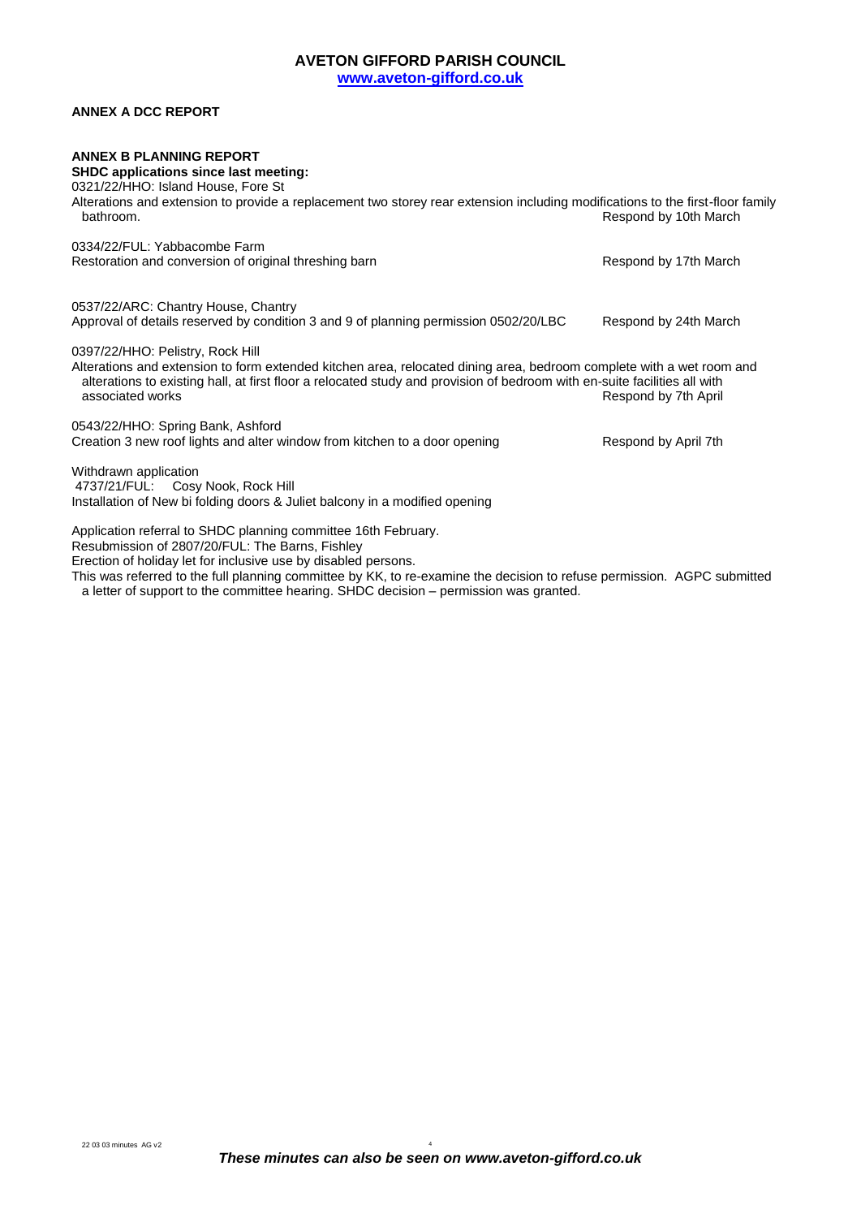# AVETON GIFFORD PARISH COUNCIL

**www.aveton-gifford.co.uk**

**ANNEX A DCC REPORT**

**ANNEX B PLANNING REPORT**

**SHDC applications since last meeting:**

0321/22/HHO: Island House, Fore St

Alterations and extension to provide a replacement two storey rear extension including modifications to the first-floor family bathroom. Respond by 10th March

0334/22/FUL: Yabbacombe Farm

Restoration and conversion of original threshing barn Respond by 17th March

0537/22/ARC: Chantry House, Chantry

Approval of details reserved by condition 3 and 9 of planning permission 0502/20/LBC Respond by 24th March

0397/22/HHO: Pelistry, Rock Hill

Alterations and extension to form extended kitchen area, relocated dining area, bedroom complete with a wet room and alterations to existing hall, at first floor a relocated study and provision of bedroom with en-suite facilities all with associated works Respond by 7th April

0543/22/HHO: Spring Bank, Ashford

Creation 3 new roof lights and alter window from kitchen to a door opening Respond by April 7th

Withdrawn application

4737/21/FUL: Cosy Nook, Rock Hill

Installation of New bi folding doors & Juliet balcony in a modified opening

Application referral to SHDC planning committee 16th February.

Resubmission of 2807/20/FUL: The Barns, Fishley

Erection of holiday let for inclusive use by disabled persons.

This was referred to the full planning committee by KK, to re-examine the decision to refuse permission. AGPC submitted a letter of support to the committee hearing. SHDC decision – permission was granted.

22 03 03 minutes AG v2

***These minutes can also be seen on www.aveton-gifford.co.uk***